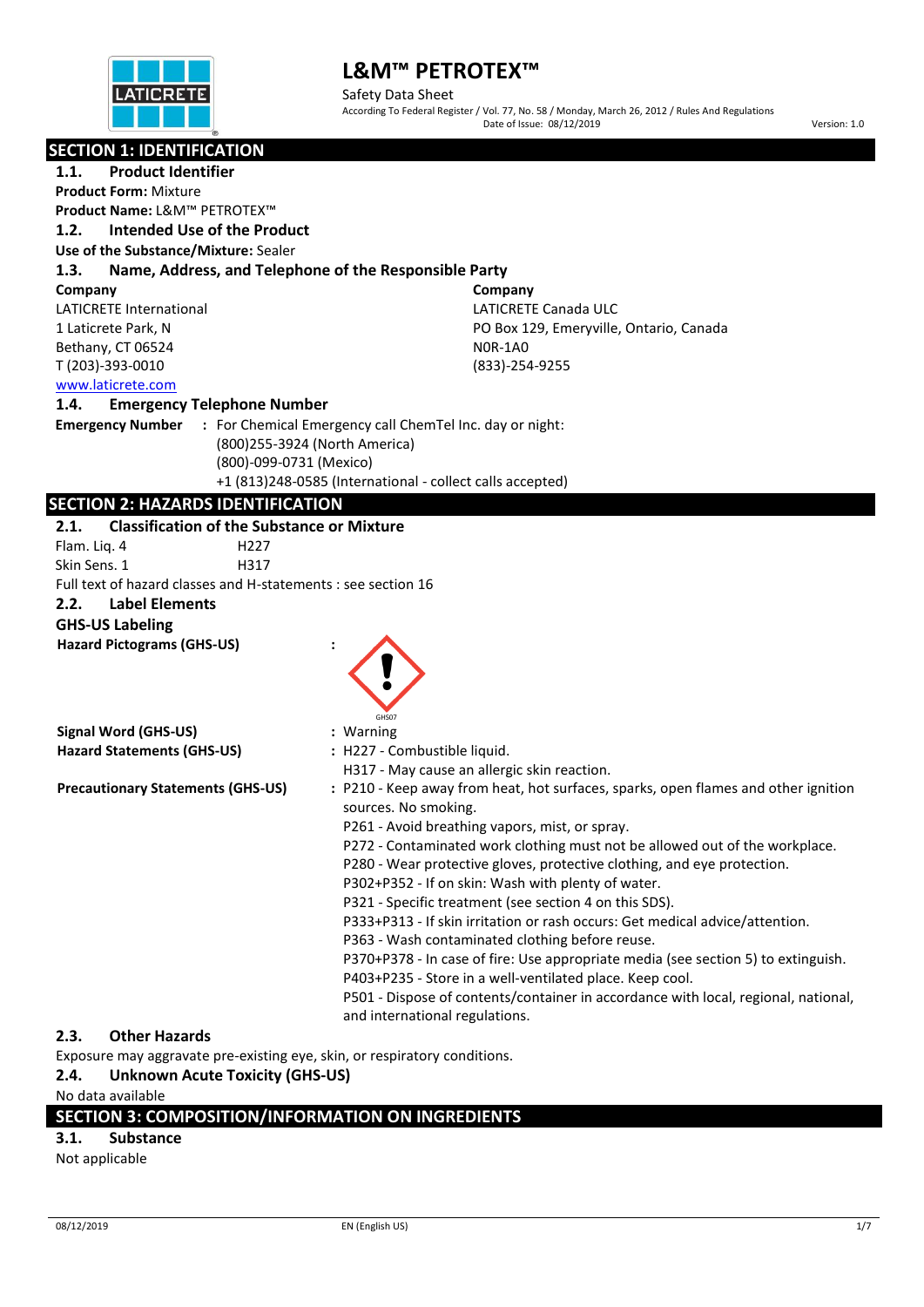# L&M™ PETROTEX™

Safety Data Sheet

According To Federal Register / Vol. 77, No. 58 / Monday, March 26, 2012 / Rules And Regulations

Date of Issue: 08/12/2019

Version: 1.0

## SECTION 1: IDENTIFICATION

### 1.1. Product Identifier

**Product Form:** Mixture

**Product Name:** L&M™ PETROTEX™

### 1.2. Intended Use of the Product

**Use of the Substance/Mixture:** Sealer

### 1.3. Name, Address, and Telephone of the Responsible Party

**Company**
LATICRETE International
1 Laticrete Park, N
Bethany, CT 06524
T (203)-393-0010
www.laticrete.com

**Company**
LATICRETE Canada ULC
PO Box 129, Emeryville, Ontario, Canada
N0R-1A0
(833)-254-9255

### 1.4. Emergency Telephone Number

**Emergency Number** : For Chemical Emergency call ChemTel Inc. day or night:
(800)255-3924 (North America)
(800)-099-0731 (Mexico)
+1 (813)248-0585 (International - collect calls accepted)

## SECTION 2: HAZARDS IDENTIFICATION

### 2.1. Classification of the Substance or Mixture

Flam. Liq. 4 H227

Skin Sens. 1 H317

Full text of hazard classes and H-statements : see section 16

### 2.2. Label Elements

**GHS-US Labeling**

**Hazard Pictograms (GHS-US)** : GHS07

**Signal Word (GHS-US)** : Warning

**Hazard Statements (GHS-US)** : H227 - Combustible liquid.
H317 - May cause an allergic skin reaction.

**Precautionary Statements (GHS-US)** : P210 - Keep away from heat, hot surfaces, sparks, open flames and other ignition sources. No smoking.
P261 - Avoid breathing vapors, mist, or spray.
P272 - Contaminated work clothing must not be allowed out of the workplace.
P280 - Wear protective gloves, protective clothing, and eye protection.
P302+P352 - If on skin: Wash with plenty of water.
P321 - Specific treatment (see section 4 on this SDS).
P333+P313 - If skin irritation or rash occurs: Get medical advice/attention.
P363 - Wash contaminated clothing before reuse.
P370+P378 - In case of fire: Use appropriate media (see section 5) to extinguish.
P403+P235 - Store in a well-ventilated place. Keep cool.
P501 - Dispose of contents/container in accordance with local, regional, national, and international regulations.

### 2.3. Other Hazards

Exposure may aggravate pre-existing eye, skin, or respiratory conditions.

### 2.4. Unknown Acute Toxicity (GHS-US)

No data available

## SECTION 3: COMPOSITION/INFORMATION ON INGREDIENTS

### 3.1. Substance

Not applicable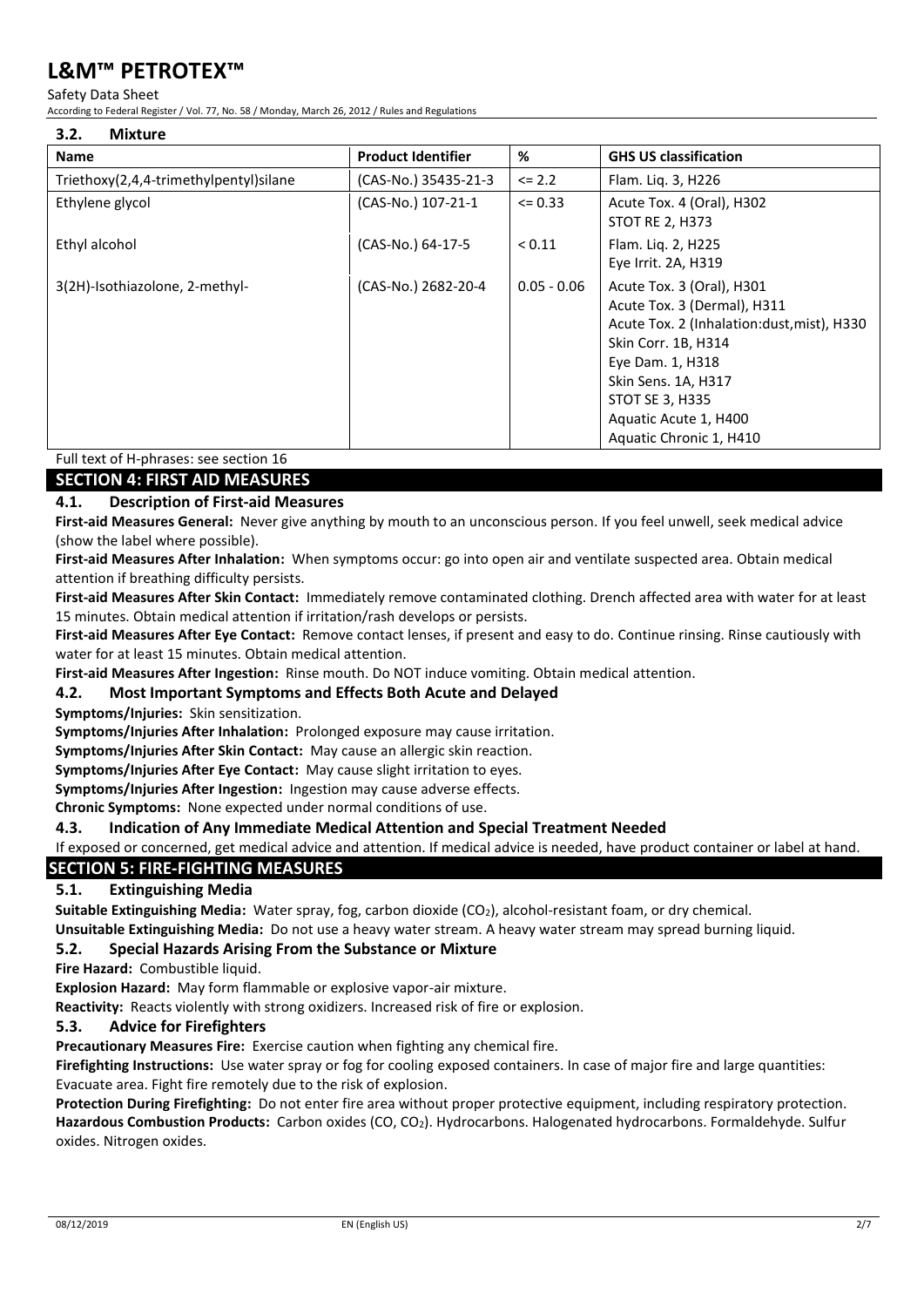### 3.2. Mixture

| Name | Product Identifier | % | GHS US classification |
|---|---|---|---|
| Triethoxy(2,4,4-trimethylpentyl)silane | (CAS-No.) 35435-21-3 | <= 2.2 | Flam. Liq. 3, H226 |
| Ethylene glycol | (CAS-No.) 107-21-1 | <= 0.33 | Acute Tox. 4 (Oral), H302<br>STOT RE 2, H373 |
| Ethyl alcohol | (CAS-No.) 64-17-5 | < 0.11 | Flam. Liq. 2, H225<br>Eye Irrit. 2A, H319 |
| 3(2H)-Isothiazolone, 2-methyl- | (CAS-No.) 2682-20-4 | 0.05 - 0.06 | Acute Tox. 3 (Oral), H301<br>Acute Tox. 3 (Dermal), H311<br>Acute Tox. 2 (Inhalation:dust,mist), H330<br>Skin Corr. 1B, H314<br>Eye Dam. 1, H318<br>Skin Sens. 1A, H317<br>STOT SE 3, H335<br>Aquatic Acute 1, H400<br>Aquatic Chronic 1, H410 |

Full text of H-phrases: see section 16

## SECTION 4: FIRST AID MEASURES

### 4.1. Description of First-aid Measures

**First-aid Measures General:** Never give anything by mouth to an unconscious person. If you feel unwell, seek medical advice (show the label where possible).

**First-aid Measures After Inhalation:** When symptoms occur: go into open air and ventilate suspected area. Obtain medical attention if breathing difficulty persists.

**First-aid Measures After Skin Contact:** Immediately remove contaminated clothing. Drench affected area with water for at least 15 minutes. Obtain medical attention if irritation/rash develops or persists.

**First-aid Measures After Eye Contact:** Remove contact lenses, if present and easy to do. Continue rinsing. Rinse cautiously with water for at least 15 minutes. Obtain medical attention.

**First-aid Measures After Ingestion:** Rinse mouth. Do NOT induce vomiting. Obtain medical attention.

### 4.2. Most Important Symptoms and Effects Both Acute and Delayed

**Symptoms/Injuries:** Skin sensitization.

**Symptoms/Injuries After Inhalation:** Prolonged exposure may cause irritation.

**Symptoms/Injuries After Skin Contact:** May cause an allergic skin reaction.

**Symptoms/Injuries After Eye Contact:** May cause slight irritation to eyes.

**Symptoms/Injuries After Ingestion:** Ingestion may cause adverse effects.

**Chronic Symptoms:** None expected under normal conditions of use.

### 4.3. Indication of Any Immediate Medical Attention and Special Treatment Needed

If exposed or concerned, get medical advice and attention. If medical advice is needed, have product container or label at hand.

## SECTION 5: FIRE-FIGHTING MEASURES

### 5.1. Extinguishing Media

**Suitable Extinguishing Media:** Water spray, fog, carbon dioxide ($CO_2$), alcohol-resistant foam, or dry chemical.

**Unsuitable Extinguishing Media:** Do not use a heavy water stream. A heavy water stream may spread burning liquid.

### 5.2. Special Hazards Arising From the Substance or Mixture

**Fire Hazard:** Combustible liquid.

**Explosion Hazard:** May form flammable or explosive vapor-air mixture.

**Reactivity:** Reacts violently with strong oxidizers. Increased risk of fire or explosion.

### 5.3. Advice for Firefighters

**Precautionary Measures Fire:** Exercise caution when fighting any chemical fire.

**Firefighting Instructions:** Use water spray or fog for cooling exposed containers. In case of major fire and large quantities: Evacuate area. Fight fire remotely due to the risk of explosion.

**Protection During Firefighting:** Do not enter fire area without proper protective equipment, including respiratory protection.

**Hazardous Combustion Products:** Carbon oxides (CO, $CO_2$). Hydrocarbons. Halogenated hydrocarbons. Formaldehyde. Sulfur oxides. Nitrogen oxides.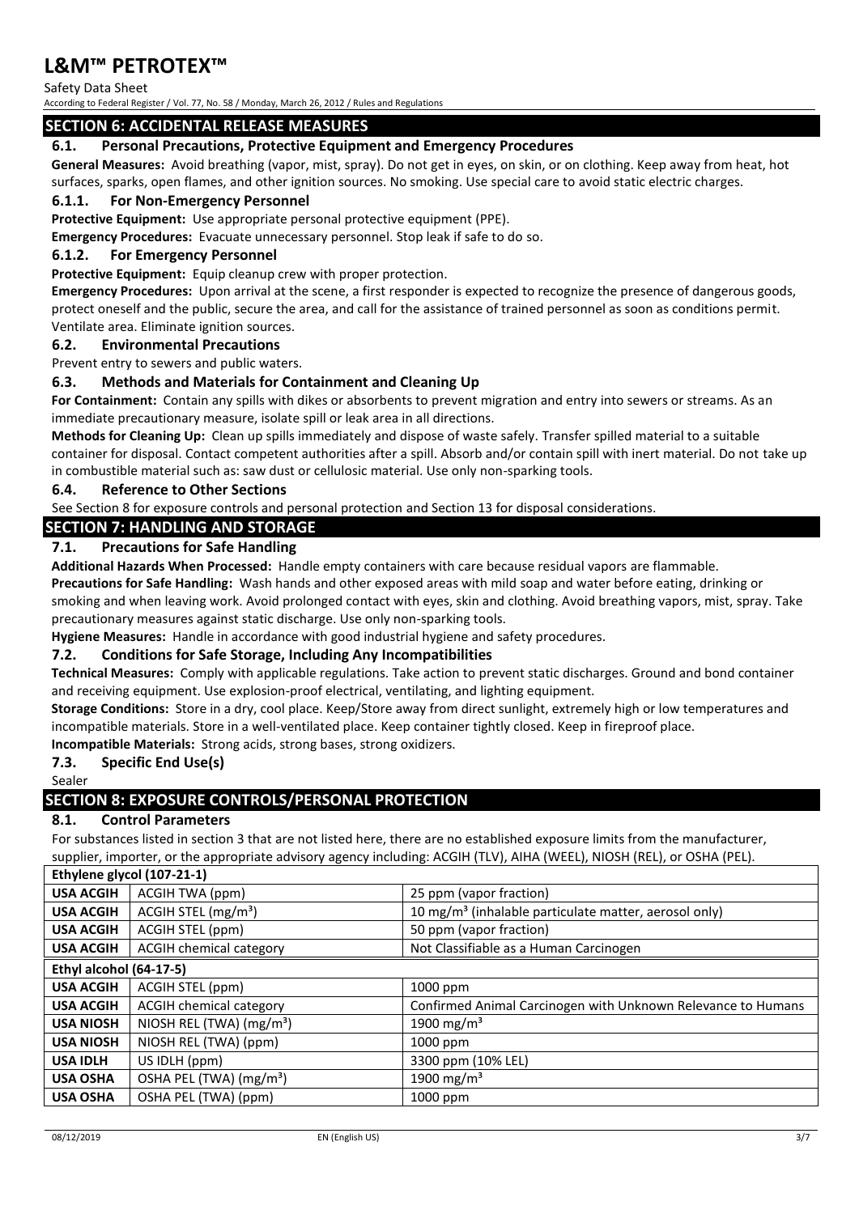## SECTION 6: ACCIDENTAL RELEASE MEASURES

### 6.1. Personal Precautions, Protective Equipment and Emergency Procedures

**General Measures:** Avoid breathing (vapor, mist, spray). Do not get in eyes, on skin, or on clothing. Keep away from heat, hot surfaces, sparks, open flames, and other ignition sources. No smoking. Use special care to avoid static electric charges.

#### 6.1.1. For Non-Emergency Personnel

**Protective Equipment:** Use appropriate personal protective equipment (PPE).

**Emergency Procedures:** Evacuate unnecessary personnel. Stop leak if safe to do so.

#### 6.1.2. For Emergency Personnel

**Protective Equipment:** Equip cleanup crew with proper protection.

**Emergency Procedures:** Upon arrival at the scene, a first responder is expected to recognize the presence of dangerous goods, protect oneself and the public, secure the area, and call for the assistance of trained personnel as soon as conditions permit. Ventilate area. Eliminate ignition sources.

### 6.2. Environmental Precautions

Prevent entry to sewers and public waters.

### 6.3. Methods and Materials for Containment and Cleaning Up

**For Containment:** Contain any spills with dikes or absorbents to prevent migration and entry into sewers or streams. As an immediate precautionary measure, isolate spill or leak area in all directions.

**Methods for Cleaning Up:** Clean up spills immediately and dispose of waste safely. Transfer spilled material to a suitable container for disposal. Contact competent authorities after a spill. Absorb and/or contain spill with inert material. Do not take up in combustible material such as: saw dust or cellulosic material. Use only non-sparking tools.

### 6.4. Reference to Other Sections

See Section 8 for exposure controls and personal protection and Section 13 for disposal considerations.

## SECTION 7: HANDLING AND STORAGE

### 7.1. Precautions for Safe Handling

**Additional Hazards When Processed:** Handle empty containers with care because residual vapors are flammable.

**Precautions for Safe Handling:** Wash hands and other exposed areas with mild soap and water before eating, drinking or smoking and when leaving work. Avoid prolonged contact with eyes, skin and clothing. Avoid breathing vapors, mist, spray. Take precautionary measures against static discharge. Use only non-sparking tools.

**Hygiene Measures:** Handle in accordance with good industrial hygiene and safety procedures.

### 7.2. Conditions for Safe Storage, Including Any Incompatibilities

**Technical Measures:** Comply with applicable regulations. Take action to prevent static discharges. Ground and bond container and receiving equipment. Use explosion-proof electrical, ventilating, and lighting equipment.

**Storage Conditions:** Store in a dry, cool place. Keep/Store away from direct sunlight, extremely high or low temperatures and incompatible materials. Store in a well-ventilated place. Keep container tightly closed. Keep in fireproof place.

**Incompatible Materials:** Strong acids, strong bases, strong oxidizers.

### 7.3. Specific End Use(s)

Sealer

## SECTION 8: EXPOSURE CONTROLS/PERSONAL PROTECTION

### 8.1. Control Parameters

For substances listed in section 3 that are not listed here, there are no established exposure limits from the manufacturer, supplier, importer, or the appropriate advisory agency including: ACGIH (TLV), AIHA (WEEL), NIOSH (REL), or OSHA (PEL).

| **Ethylene glycol (107-21-1)** | | |
|---|---|---|
| **USA ACGIH** | ACGIH TWA (ppm) | 25 ppm (vapor fraction) |
| **USA ACGIH** | ACGIH STEL (mg/m³) | 10 mg/m³ (inhalable particulate matter, aerosol only) |
| **USA ACGIH** | ACGIH STEL (ppm) | 50 ppm (vapor fraction) |
| **USA ACGIH** | ACGIH chemical category | Not Classifiable as a Human Carcinogen |
| **Ethyl alcohol (64-17-5)** | | |
| **USA ACGIH** | ACGIH STEL (ppm) | 1000 ppm |
| **USA ACGIH** | ACGIH chemical category | Confirmed Animal Carcinogen with Unknown Relevance to Humans |
| **USA NIOSH** | NIOSH REL (TWA) (mg/m³) | 1900 mg/m³ |
| **USA NIOSH** | NIOSH REL (TWA) (ppm) | 1000 ppm |
| **USA IDLH** | US IDLH (ppm) | 3300 ppm (10% LEL) |
| **USA OSHA** | OSHA PEL (TWA) (mg/m³) | 1900 mg/m³ |
| **USA OSHA** | OSHA PEL (TWA) (ppm) | 1000 ppm |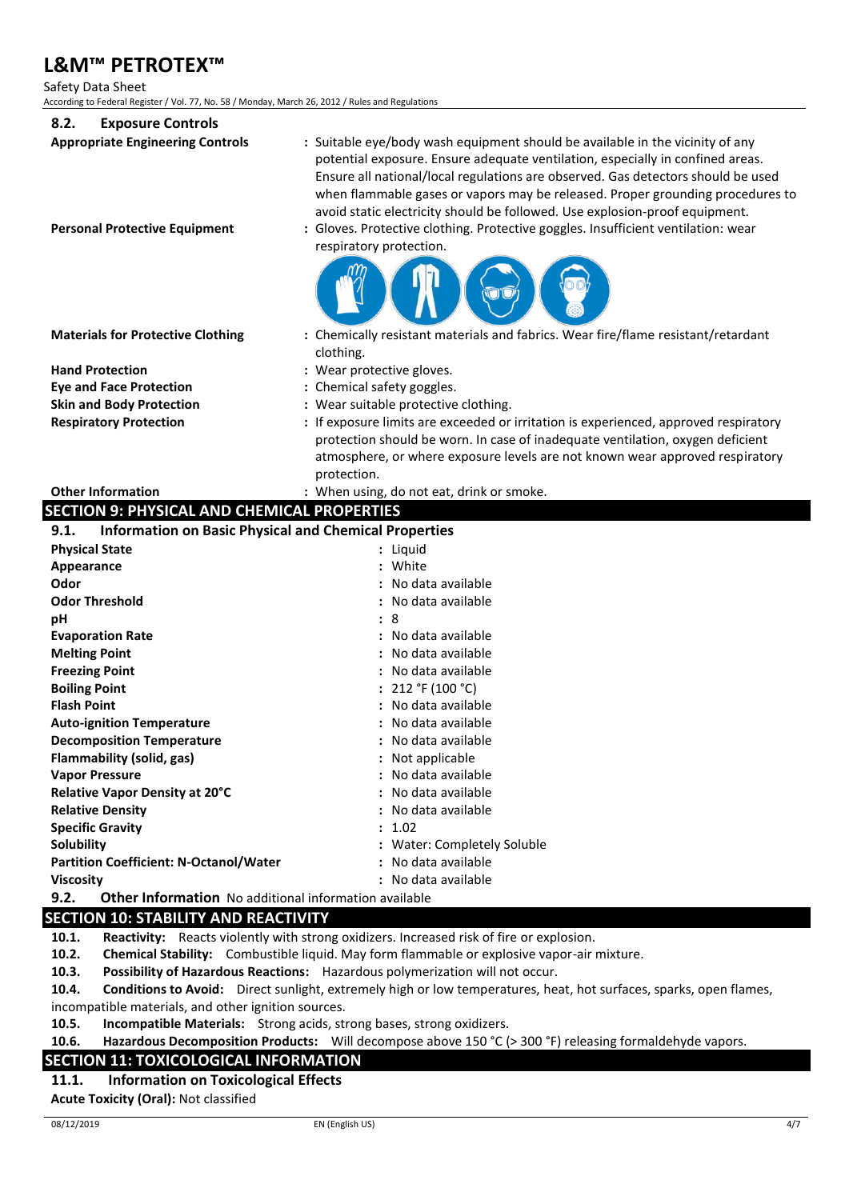## 8.2. Exposure Controls

**Appropriate Engineering Controls** : Suitable eye/body wash equipment should be available in the vicinity of any potential exposure. Ensure adequate ventilation, especially in confined areas. Ensure all national/local regulations are observed. Gas detectors should be used when flammable gases or vapors may be released. Proper grounding procedures to avoid static electricity should be followed. Use explosion-proof equipment.

**Personal Protective Equipment** : Gloves. Protective clothing. Protective goggles. Insufficient ventilation: wear respiratory protection.

**Materials for Protective Clothing** : Chemically resistant materials and fabrics. Wear fire/flame resistant/retardant clothing.

**Hand Protection** : Wear protective gloves.

**Eye and Face Protection** : Chemical safety goggles.

**Skin and Body Protection** : Wear suitable protective clothing.

**Respiratory Protection** : If exposure limits are exceeded or irritation is experienced, approved respiratory protection should be worn. In case of inadequate ventilation, oxygen deficient atmosphere, or where exposure levels are not known wear approved respiratory protection.

**Other Information** : When using, do not eat, drink or smoke.

# SECTION 9: PHYSICAL AND CHEMICAL PROPERTIES

## 9.1. Information on Basic Physical and Chemical Properties

| Property | Value |
|---|---|
| **Physical State** | Liquid |
| **Appearance** | White |
| **Odor** | No data available |
| **Odor Threshold** | No data available |
| **pH** | 8 |
| **Evaporation Rate** | No data available |
| **Melting Point** | No data available |
| **Freezing Point** | No data available |
| **Boiling Point** | 212 °F (100 °C) |
| **Flash Point** | No data available |
| **Auto-ignition Temperature** | No data available |
| **Decomposition Temperature** | No data available |
| **Flammability (solid, gas)** | Not applicable |
| **Vapor Pressure** | No data available |
| **Relative Vapor Density at 20°C** | No data available |
| **Relative Density** | No data available |
| **Specific Gravity** | 1.02 |
| **Solubility** | Water: Completely Soluble |
| **Partition Coefficient: N-Octanol/Water** | No data available |
| **Viscosity** | No data available |

## 9.2. Other Information No additional information available

# SECTION 10: STABILITY AND REACTIVITY

**10.1. Reactivity:** Reacts violently with strong oxidizers. Increased risk of fire or explosion.

**10.2. Chemical Stability:** Combustible liquid. May form flammable or explosive vapor-air mixture.

**10.3. Possibility of Hazardous Reactions:** Hazardous polymerization will not occur.

**10.4. Conditions to Avoid:** Direct sunlight, extremely high or low temperatures, heat, hot surfaces, sparks, open flames, incompatible materials, and other ignition sources.

**10.5. Incompatible Materials:** Strong acids, strong bases, strong oxidizers.

**10.6. Hazardous Decomposition Products:** Will decompose above 150 °C (> 300 °F) releasing formaldehyde vapors.

# SECTION 11: TOXICOLOGICAL INFORMATION

## 11.1. Information on Toxicological Effects

**Acute Toxicity (Oral):** Not classified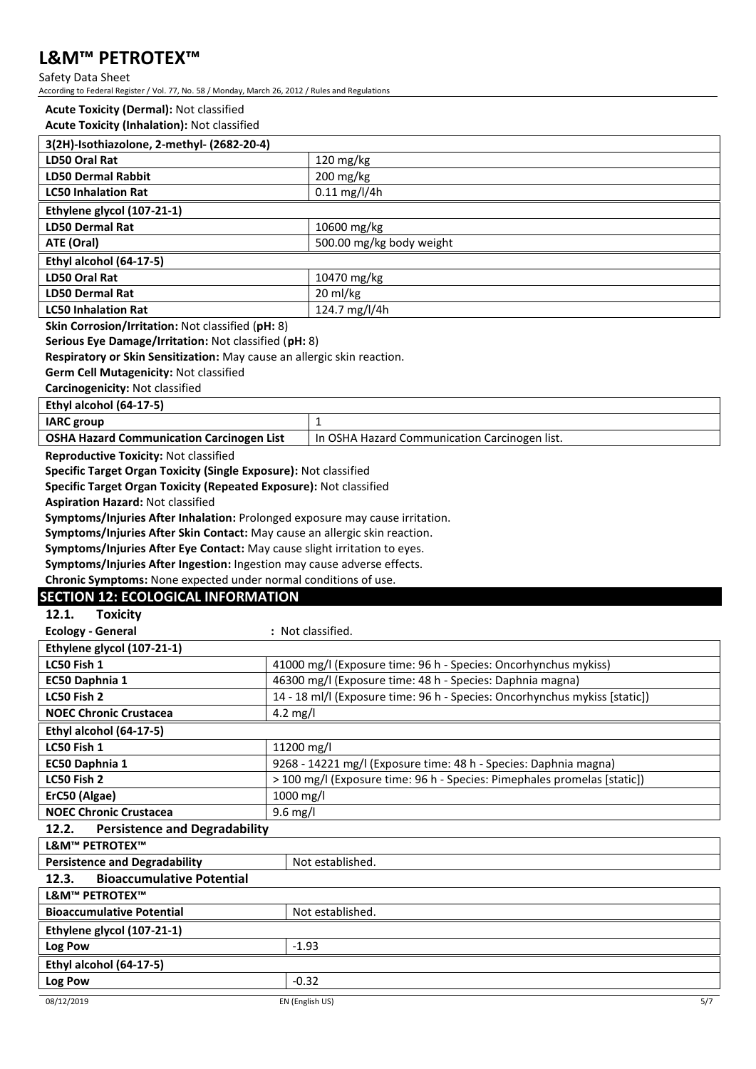**Acute Toxicity (Dermal):** Not classified

**Acute Toxicity (Inhalation):** Not classified

| 3(2H)-Isothiazolone, 2-methyl- (2682-20-4) | |
|---|---|
| **LD50 Oral Rat** | 120 mg/kg |
| **LD50 Dermal Rabbit** | 200 mg/kg |
| **LC50 Inhalation Rat** | 0.11 mg/l/4h |
| **Ethylene glycol (107-21-1)** | |
| **LD50 Dermal Rat** | 10600 mg/kg |
| **ATE (Oral)** | 500.00 mg/kg body weight |
| **Ethyl alcohol (64-17-5)** | |
| **LD50 Oral Rat** | 10470 mg/kg |
| **LD50 Dermal Rat** | 20 ml/kg |
| **LC50 Inhalation Rat** | 124.7 mg/l/4h |

**Skin Corrosion/Irritation:** Not classified (**pH:** 8)

**Serious Eye Damage/Irritation:** Not classified (**pH:** 8)

**Respiratory or Skin Sensitization:** May cause an allergic skin reaction.

**Germ Cell Mutagenicity:** Not classified

**Carcinogenicity:** Not classified

| Ethyl alcohol (64-17-5) | |
|---|---|
| **IARC group** | 1 |
| **OSHA Hazard Communication Carcinogen List** | In OSHA Hazard Communication Carcinogen list. |

**Reproductive Toxicity:** Not classified

**Specific Target Organ Toxicity (Single Exposure):** Not classified

**Specific Target Organ Toxicity (Repeated Exposure):** Not classified

**Aspiration Hazard:** Not classified

**Symptoms/Injuries After Inhalation:** Prolonged exposure may cause irritation.

**Symptoms/Injuries After Skin Contact:** May cause an allergic skin reaction.

**Symptoms/Injuries After Eye Contact:** May cause slight irritation to eyes.

**Symptoms/Injuries After Ingestion:** Ingestion may cause adverse effects.

**Chronic Symptoms:** None expected under normal conditions of use.

## SECTION 12: ECOLOGICAL INFORMATION

### 12.1. Toxicity

**Ecology - General** : Not classified.

| Ethylene glycol (107-21-1) | |
|---|---|
| **LC50 Fish 1** | 41000 mg/l (Exposure time: 96 h - Species: Oncorhynchus mykiss) |
| **EC50 Daphnia 1** | 46300 mg/l (Exposure time: 48 h - Species: Daphnia magna) |
| **LC50 Fish 2** | 14 - 18 ml/l (Exposure time: 96 h - Species: Oncorhynchus mykiss [static]) |
| **NOEC Chronic Crustacea** | 4.2 mg/l |
| **Ethyl alcohol (64-17-5)** | |
| **LC50 Fish 1** | 11200 mg/l |
| **EC50 Daphnia 1** | 9268 - 14221 mg/l (Exposure time: 48 h - Species: Daphnia magna) |
| **LC50 Fish 2** | > 100 mg/l (Exposure time: 96 h - Species: Pimephales promelas [static]) |
| **ErC50 (Algae)** | 1000 mg/l |
| **NOEC Chronic Crustacea** | 9.6 mg/l |

### 12.2. Persistence and Degradability

| L&M™ PETROTEX™ | |
|---|---|
| **Persistence and Degradability** | Not established. |

### 12.3. Bioaccumulative Potential

| L&M™ PETROTEX™ | |
|---|---|
| **Bioaccumulative Potential** | Not established. |
| **Ethylene glycol (107-21-1)** | |
| **Log Pow** | -1.93 |
| **Ethyl alcohol (64-17-5)** | |
| **Log Pow** | -0.32 |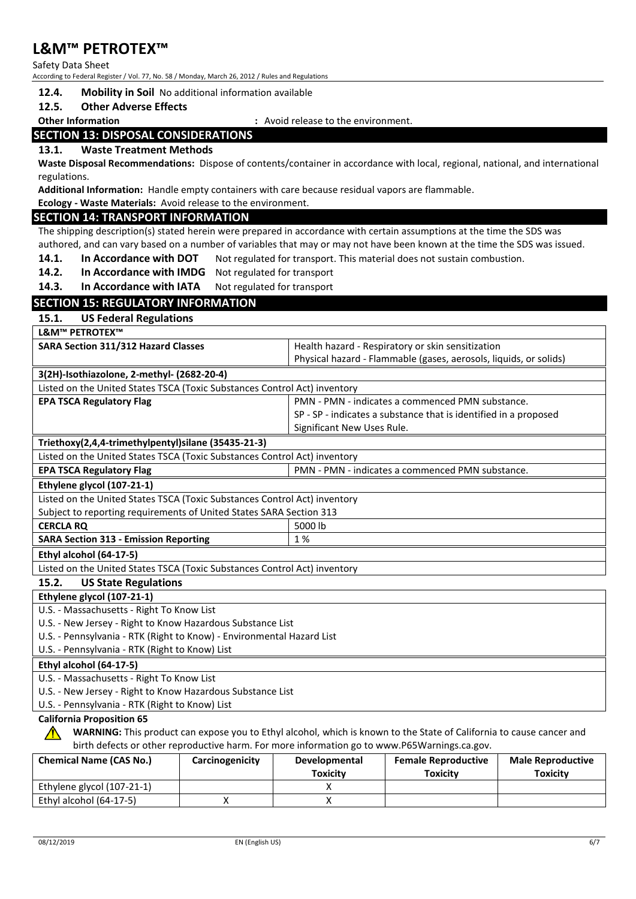**12.4. Mobility in Soil** No additional information available

**12.5. Other Adverse Effects**

**Other Information** : Avoid release to the environment.

## SECTION 13: DISPOSAL CONSIDERATIONS

### 13.1. Waste Treatment Methods

**Waste Disposal Recommendations:** Dispose of contents/container in accordance with local, regional, national, and international regulations.

**Additional Information:** Handle empty containers with care because residual vapors are flammable.

**Ecology - Waste Materials:** Avoid release to the environment.

## SECTION 14: TRANSPORT INFORMATION

The shipping description(s) stated herein were prepared in accordance with certain assumptions at the time the SDS was authored, and can vary based on a number of variables that may or may not have been known at the time the SDS was issued.

**14.1. In Accordance with DOT** Not regulated for transport. This material does not sustain combustion.

**14.2. In Accordance with IMDG** Not regulated for transport

**14.3. In Accordance with IATA** Not regulated for transport

## SECTION 15: REGULATORY INFORMATION

### 15.1. US Federal Regulations

| **L&M™ PETROTEX™** | |
|---|---|
| **SARA Section 311/312 Hazard Classes** | Health hazard - Respiratory or skin sensitization<br>Physical hazard - Flammable (gases, aerosols, liquids, or solids) |

| **3(2H)-Isothiazolone, 2-methyl- (2682-20-4)** | |
|---|---|
| Listed on the United States TSCA (Toxic Substances Control Act) inventory | |
| **EPA TSCA Regulatory Flag** | PMN - PMN - indicates a commenced PMN substance.<br>SP - SP - indicates a substance that is identified in a proposed Significant New Uses Rule. |

| **Triethoxy(2,4,4-trimethylpentyl)silane (35435-21-3)** | |
|---|---|
| Listed on the United States TSCA (Toxic Substances Control Act) inventory | |
| **EPA TSCA Regulatory Flag** | PMN - PMN - indicates a commenced PMN substance. |

| **Ethylene glycol (107-21-1)** | |
|---|---|
| Listed on the United States TSCA (Toxic Substances Control Act) inventory | |
| Subject to reporting requirements of United States SARA Section 313 | |
| **CERCLA RQ** | 5000 lb |
| **SARA Section 313 - Emission Reporting** | 1 % |

| **Ethyl alcohol (64-17-5)** |
|---|
| Listed on the United States TSCA (Toxic Substances Control Act) inventory |

### 15.2. US State Regulations

| **Ethylene glycol (107-21-1)** |
|---|
| U.S. - Massachusetts - Right To Know List |
| U.S. - New Jersey - Right to Know Hazardous Substance List |
| U.S. - Pennsylvania - RTK (Right to Know) - Environmental Hazard List |
| U.S. - Pennsylvania - RTK (Right to Know) List |

| **Ethyl alcohol (64-17-5)** |
|---|
| U.S. - Massachusetts - Right To Know List |
| U.S. - New Jersey - Right to Know Hazardous Substance List |
| U.S. - Pennsylvania - RTK (Right to Know) List |

**California Proposition 65**

**WARNING:** This product can expose you to Ethyl alcohol, which is known to the State of California to cause cancer and birth defects or other reproductive harm. For more information go to www.P65Warnings.ca.gov.

| Chemical Name (CAS No.) | Carcinogenicity | Developmental Toxicity | Female Reproductive Toxicity | Male Reproductive Toxicity |
|---|---|---|---|---|
| Ethylene glycol (107-21-1) | | X | | |
| Ethyl alcohol (64-17-5) | X | X | | |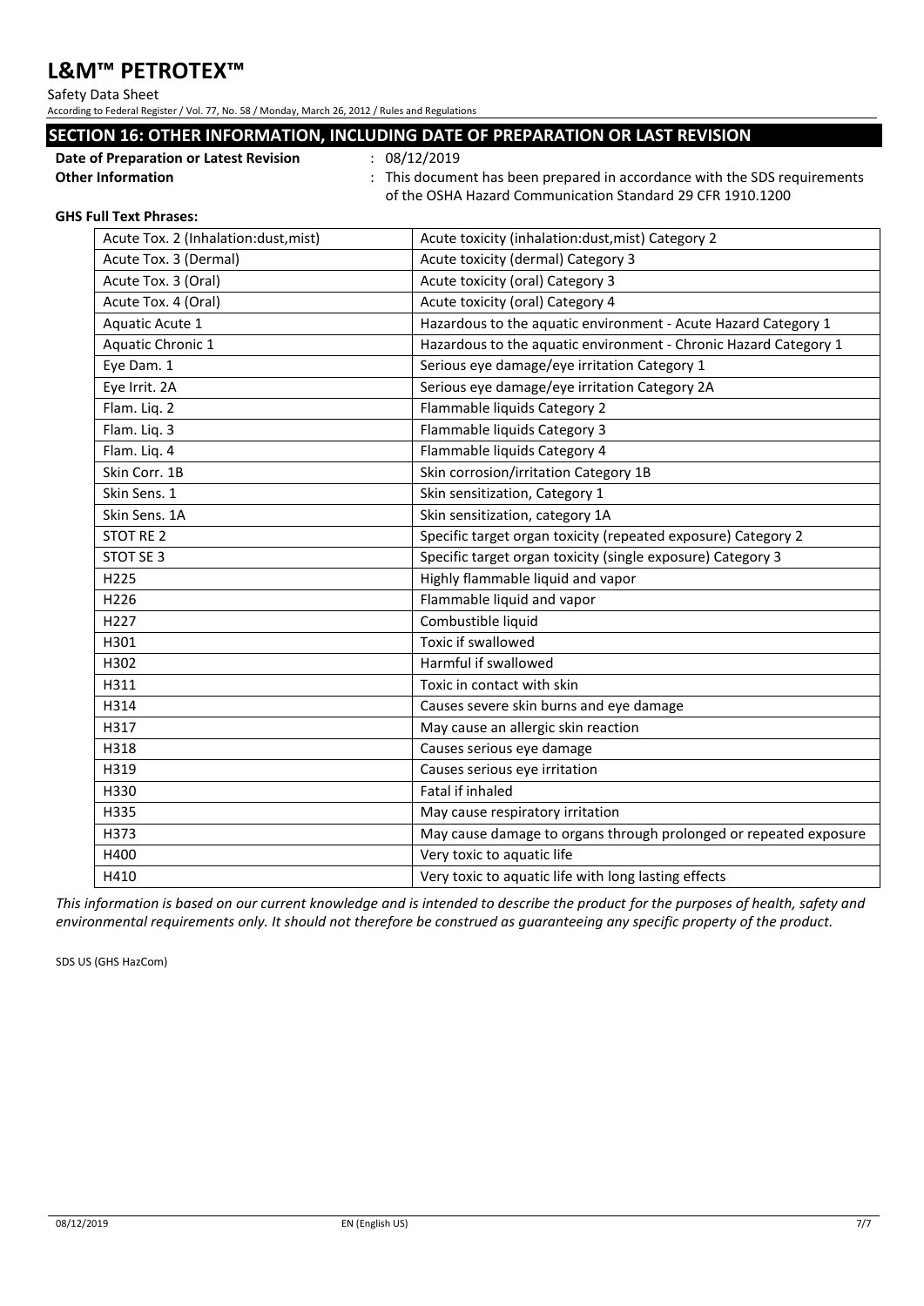## SECTION 16: OTHER INFORMATION, INCLUDING DATE OF PREPARATION OR LAST REVISION

**Date of Preparation or Latest Revision** : 08/12/2019

**Other Information** : This document has been prepared in accordance with the SDS requirements of the OSHA Hazard Communication Standard 29 CFR 1910.1200

**GHS Full Text Phrases:**

| | |
|---|---|
| Acute Tox. 2 (Inhalation:dust,mist) | Acute toxicity (inhalation:dust,mist) Category 2 |
| Acute Tox. 3 (Dermal) | Acute toxicity (dermal) Category 3 |
| Acute Tox. 3 (Oral) | Acute toxicity (oral) Category 3 |
| Acute Tox. 4 (Oral) | Acute toxicity (oral) Category 4 |
| Aquatic Acute 1 | Hazardous to the aquatic environment - Acute Hazard Category 1 |
| Aquatic Chronic 1 | Hazardous to the aquatic environment - Chronic Hazard Category 1 |
| Eye Dam. 1 | Serious eye damage/eye irritation Category 1 |
| Eye Irrit. 2A | Serious eye damage/eye irritation Category 2A |
| Flam. Liq. 2 | Flammable liquids Category 2 |
| Flam. Liq. 3 | Flammable liquids Category 3 |
| Flam. Liq. 4 | Flammable liquids Category 4 |
| Skin Corr. 1B | Skin corrosion/irritation Category 1B |
| Skin Sens. 1 | Skin sensitization, Category 1 |
| Skin Sens. 1A | Skin sensitization, category 1A |
| STOT RE 2 | Specific target organ toxicity (repeated exposure) Category 2 |
| STOT SE 3 | Specific target organ toxicity (single exposure) Category 3 |
| H225 | Highly flammable liquid and vapor |
| H226 | Flammable liquid and vapor |
| H227 | Combustible liquid |
| H301 | Toxic if swallowed |
| H302 | Harmful if swallowed |
| H311 | Toxic in contact with skin |
| H314 | Causes severe skin burns and eye damage |
| H317 | May cause an allergic skin reaction |
| H318 | Causes serious eye damage |
| H319 | Causes serious eye irritation |
| H330 | Fatal if inhaled |
| H335 | May cause respiratory irritation |
| H373 | May cause damage to organs through prolonged or repeated exposure |
| H400 | Very toxic to aquatic life |
| H410 | Very toxic to aquatic life with long lasting effects |

*This information is based on our current knowledge and is intended to describe the product for the purposes of health, safety and environmental requirements only. It should not therefore be construed as guaranteeing any specific property of the product.*

SDS US (GHS HazCom)